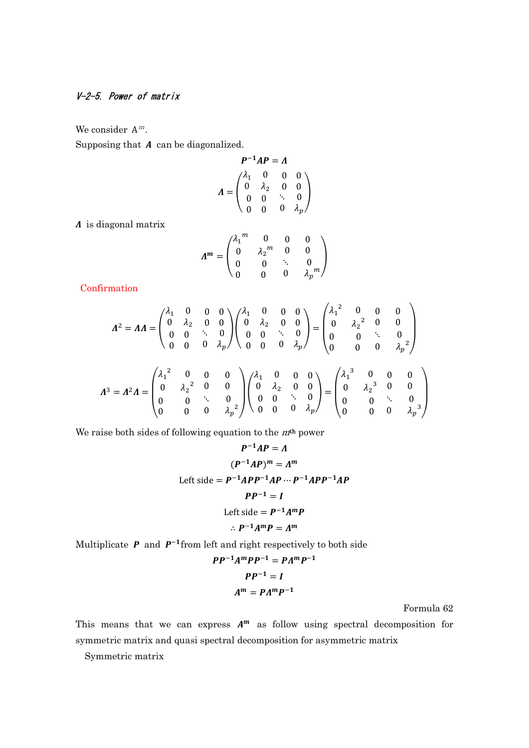### *V-2-5. Power of matrix*

We consider $A^m$.

Supposing that $\boldsymbol{A}$ can be diagonalized.

$$\boldsymbol{P}^{-1}\boldsymbol{A}\boldsymbol{P} = \boldsymbol{\Lambda}$$

$$\boldsymbol{\Lambda} = \begin{pmatrix} \lambda_1 & 0 & 0 & 0 \\ 0 & \lambda_2 & 0 & 0 \\ 0 & 0 & \ddots & 0 \\ 0 & 0 & 0 & \lambda_p \end{pmatrix}$$

$\boldsymbol{\Lambda}$ is diagonal matrix

$$\boldsymbol{\Lambda}^m = \begin{pmatrix} {\lambda_1}^m & 0 & 0 & 0 \\ 0 & {\lambda_2}^m & 0 & 0 \\ 0 & 0 & \ddots & 0 \\ 0 & 0 & 0 & {\lambda_p}^m \end{pmatrix}$$

Confirmation

$$\boldsymbol{\Lambda}^2 = \boldsymbol{\Lambda}\boldsymbol{\Lambda} = \begin{pmatrix} \lambda_1 & 0 & 0 & 0 \\ 0 & \lambda_2 & 0 & 0 \\ 0 & 0 & \ddots & 0 \\ 0 & 0 & 0 & \lambda_p \end{pmatrix}\begin{pmatrix} \lambda_1 & 0 & 0 & 0 \\ 0 & \lambda_2 & 0 & 0 \\ 0 & 0 & \ddots & 0 \\ 0 & 0 & 0 & \lambda_p \end{pmatrix} = \begin{pmatrix} {\lambda_1}^2 & 0 & 0 & 0 \\ 0 & {\lambda_2}^2 & 0 & 0 \\ 0 & 0 & \ddots & 0 \\ 0 & 0 & 0 & {\lambda_p}^2 \end{pmatrix}$$

$$\boldsymbol{\Lambda}^3 = \boldsymbol{\Lambda}^2\boldsymbol{\Lambda} = \begin{pmatrix} {\lambda_1}^2 & 0 & 0 & 0 \\ 0 & {\lambda_2}^2 & 0 & 0 \\ 0 & 0 & \ddots & 0 \\ 0 & 0 & 0 & {\lambda_p}^2 \end{pmatrix}\begin{pmatrix} \lambda_1 & 0 & 0 & 0 \\ 0 & \lambda_2 & 0 & 0 \\ 0 & 0 & \ddots & 0 \\ 0 & 0 & 0 & \lambda_p \end{pmatrix} = \begin{pmatrix} {\lambda_1}^3 & 0 & 0 & 0 \\ 0 & {\lambda_2}^3 & 0 & 0 \\ 0 & 0 & \ddots & 0 \\ 0 & 0 & 0 & {\lambda_p}^3 \end{pmatrix}$$

We raise both sides of following equation to the $m$th power

$$\boldsymbol{P}^{-1}\boldsymbol{A}\boldsymbol{P} = \boldsymbol{\Lambda}$$

$$(\boldsymbol{P}^{-1}\boldsymbol{A}\boldsymbol{P})^m = \boldsymbol{\Lambda}^m$$

$$\text{Left side} = \boldsymbol{P}^{-1}\boldsymbol{A}\boldsymbol{P}\boldsymbol{P}^{-1}\boldsymbol{A}\boldsymbol{P}\cdots\boldsymbol{P}^{-1}\boldsymbol{A}\boldsymbol{P}\boldsymbol{P}^{-1}\boldsymbol{A}\boldsymbol{P}$$

$$\boldsymbol{P}\boldsymbol{P}^{-1} = \boldsymbol{I}$$

$$\text{Left side} = \boldsymbol{P}^{-1}\boldsymbol{A}^m\boldsymbol{P}$$

$$\therefore \boldsymbol{P}^{-1}\boldsymbol{A}^m\boldsymbol{P} = \boldsymbol{\Lambda}^m$$

Multiplicate $\boldsymbol{P}$ and $\boldsymbol{P}^{-1}$ from left and right respectively to both side

$$\boldsymbol{P}\boldsymbol{P}^{-1}\boldsymbol{A}^m\boldsymbol{P}\boldsymbol{P}^{-1} = \boldsymbol{P}\boldsymbol{\Lambda}^m\boldsymbol{P}^{-1}$$

$$\boldsymbol{P}\boldsymbol{P}^{-1} = \boldsymbol{I}$$

$$\boldsymbol{A}^m = \boldsymbol{P}\boldsymbol{\Lambda}^m\boldsymbol{P}^{-1}$$

Formula 62

This means that we can express $\boldsymbol{A}^m$ as follow using spectral decomposition for symmetric matrix and quasi spectral decomposition for asymmetric matrix

Symmetric matrix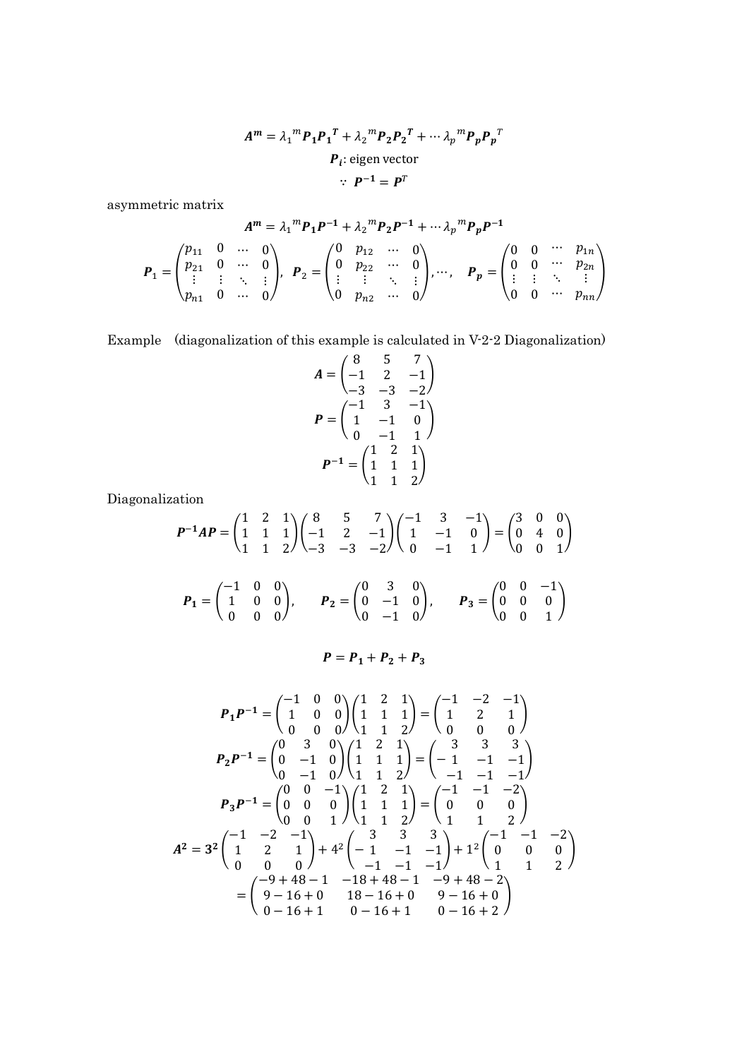$$A^m = {\lambda_1}^m P_1 {P_1}^T + {\lambda_2}^m P_2 {P_2}^T + \cdots {\lambda_p}^m P_p {P_p}^T$$

$$P_i\text{: eigen vector}$$

$$\because\ P^{-1} = P^T$$

asymmetric matrix

$$A^m = {\lambda_1}^m P_1 P^{-1} + {\lambda_2}^m P_2 P^{-1} + \cdots {\lambda_p}^m P_p P^{-1}$$

$$P_1 = \begin{pmatrix} p_{11} & 0 & \cdots & 0 \\ p_{21} & 0 & \cdots & 0 \\ \vdots & \vdots & \ddots & \vdots \\ p_{n1} & 0 & \cdots & 0 \end{pmatrix},\ P_2 = \begin{pmatrix} 0 & p_{12} & \cdots & 0 \\ 0 & p_{22} & \cdots & 0 \\ \vdots & \vdots & \ddots & \vdots \\ 0 & p_{n2} & \cdots & 0 \end{pmatrix}, \cdots,\quad P_p = \begin{pmatrix} 0 & 0 & \cdots & p_{1n} \\ 0 & 0 & \cdots & p_{2n} \\ \vdots & \vdots & \ddots & \vdots \\ 0 & 0 & \cdots & p_{nn} \end{pmatrix}$$

Example (diagonalization of this example is calculated in V-2-2 Diagonalization)

$$A = \begin{pmatrix} 8 & 5 & 7 \\ -1 & 2 & -1 \\ -3 & -3 & -2 \end{pmatrix}$$

$$P = \begin{pmatrix} -1 & 3 & -1 \\ 1 & -1 & 0 \\ 0 & -1 & 1 \end{pmatrix}$$

$$P^{-1} = \begin{pmatrix} 1 & 2 & 1 \\ 1 & 1 & 1 \\ 1 & 1 & 2 \end{pmatrix}$$

Diagonalization

$$P^{-1}AP = \begin{pmatrix} 1 & 2 & 1 \\ 1 & 1 & 1 \\ 1 & 1 & 2 \end{pmatrix} \begin{pmatrix} 8 & 5 & 7 \\ -1 & 2 & -1 \\ -3 & -3 & -2 \end{pmatrix} \begin{pmatrix} -1 & 3 & -1 \\ 1 & -1 & 0 \\ 0 & -1 & 1 \end{pmatrix} = \begin{pmatrix} 3 & 0 & 0 \\ 0 & 4 & 0 \\ 0 & 0 & 1 \end{pmatrix}$$

$$P_1 = \begin{pmatrix} -1 & 0 & 0 \\ 1 & 0 & 0 \\ 0 & 0 & 0 \end{pmatrix},\qquad P_2 = \begin{pmatrix} 0 & 3 & 0 \\ 0 & -1 & 0 \\ 0 & -1 & 0 \end{pmatrix},\qquad P_3 = \begin{pmatrix} 0 & 0 & -1 \\ 0 & 0 & 0 \\ 0 & 0 & 1 \end{pmatrix}$$

$$P = P_1 + P_2 + P_3$$

$$P_1 P^{-1} = \begin{pmatrix} -1 & 0 & 0 \\ 1 & 0 & 0 \\ 0 & 0 & 0 \end{pmatrix} \begin{pmatrix} 1 & 2 & 1 \\ 1 & 1 & 1 \\ 1 & 1 & 2 \end{pmatrix} = \begin{pmatrix} -1 & -2 & -1 \\ 1 & 2 & 1 \\ 0 & 0 & 0 \end{pmatrix}$$

$$P_2 P^{-1} = \begin{pmatrix} 0 & 3 & 0 \\ 0 & -1 & 0 \\ 0 & -1 & 0 \end{pmatrix} \begin{pmatrix} 1 & 2 & 1 \\ 1 & 1 & 1 \\ 1 & 1 & 2 \end{pmatrix} = \begin{pmatrix} 3 & 3 & 3 \\ -1 & -1 & -1 \\ -1 & -1 & -1 \end{pmatrix}$$

$$P_3 P^{-1} = \begin{pmatrix} 0 & 0 & -1 \\ 0 & 0 & 0 \\ 0 & 0 & 1 \end{pmatrix} \begin{pmatrix} 1 & 2 & 1 \\ 1 & 1 & 1 \\ 1 & 1 & 2 \end{pmatrix} = \begin{pmatrix} -1 & -1 & -2 \\ 0 & 0 & 0 \\ 1 & 1 & 2 \end{pmatrix}$$

$$A^2 = 3^2 \begin{pmatrix} -1 & -2 & -1 \\ 1 & 2 & 1 \\ 0 & 0 & 0 \end{pmatrix} + 4^2 \begin{pmatrix} 3 & 3 & 3 \\ -1 & -1 & -1 \\ -1 & -1 & -1 \end{pmatrix} + 1^2 \begin{pmatrix} -1 & -1 & -2 \\ 0 & 0 & 0 \\ 1 & 1 & 2 \end{pmatrix}$$

$$= \begin{pmatrix} -9+48-1 & -18+48-1 & -9+48-2 \\ 9-16+0 & 18-16+0 & 9-16+0 \\ 0-16+1 & 0-16+1 & 0-16+2 \end{pmatrix}$$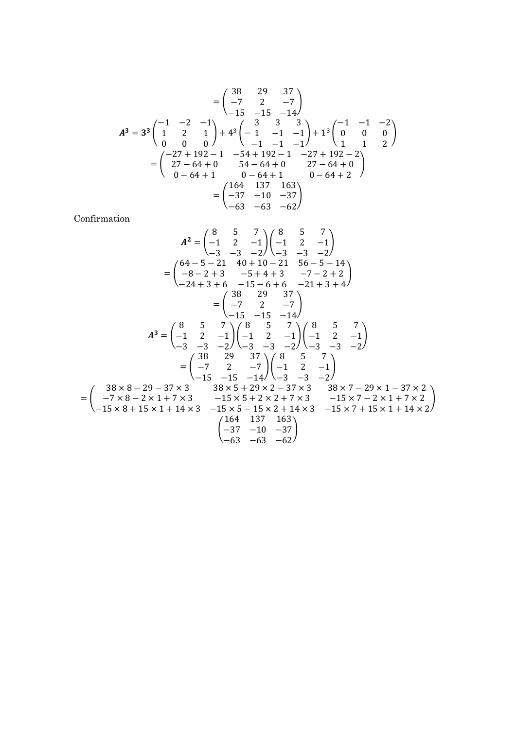$$
= \begin{pmatrix} 38 & 29 & 37 \\ -7 & 2 & -7 \\ -15 & -15 & -14 \end{pmatrix}
$$

$$
\boldsymbol{A^3} = \boldsymbol{3^3} \begin{pmatrix} -1 & -2 & -1 \\ 1 & 2 & 1 \\ 0 & 0 & 0 \end{pmatrix} + 4^3 \begin{pmatrix} 3 & 3 & 3 \\ -1 & -1 & -1 \\ -1 & -1 & -1 \end{pmatrix} + 1^3 \begin{pmatrix} -1 & -1 & -2 \\ 0 & 0 & 0 \\ 1 & 1 & 2 \end{pmatrix}
$$

$$
= \begin{pmatrix} -27+192-1 & -54+192-1 & -27+192-2 \\ 27-64+0 & 54-64+0 & 27-64+0 \\ 0-64+1 & 0-64+1 & 0-64+2 \end{pmatrix}
$$

$$
= \begin{pmatrix} 164 & 137 & 163 \\ -37 & -10 & -37 \\ -63 & -63 & -62 \end{pmatrix}
$$

Confirmation

$$
\boldsymbol{A^2} = \begin{pmatrix} 8 & 5 & 7 \\ -1 & 2 & -1 \\ -3 & -3 & -2 \end{pmatrix} \begin{pmatrix} 8 & 5 & 7 \\ -1 & 2 & -1 \\ -3 & -3 & -2 \end{pmatrix}
$$

$$
= \begin{pmatrix} 64-5-21 & 40+10-21 & 56-5-14 \\ -8-2+3 & -5+4+3 & -7-2+2 \\ -24+3+6 & -15-6+6 & -21+3+4 \end{pmatrix}
$$

$$
= \begin{pmatrix} 38 & 29 & 37 \\ -7 & 2 & -7 \\ -15 & -15 & -14 \end{pmatrix}
$$

$$
\boldsymbol{A^3} = \begin{pmatrix} 8 & 5 & 7 \\ -1 & 2 & -1 \\ -3 & -3 & -2 \end{pmatrix} \begin{pmatrix} 8 & 5 & 7 \\ -1 & 2 & -1 \\ -3 & -3 & -2 \end{pmatrix} \begin{pmatrix} 8 & 5 & 7 \\ -1 & 2 & -1 \\ -3 & -3 & -2 \end{pmatrix}
$$

$$
= \begin{pmatrix} 38 & 29 & 37 \\ -7 & 2 & -7 \\ -15 & -15 & -14 \end{pmatrix} \begin{pmatrix} 8 & 5 & 7 \\ -1 & 2 & -1 \\ -3 & -3 & -2 \end{pmatrix}
$$

$$
= \begin{pmatrix} 38\times 8 - 29 - 37\times 3 & 38\times 5 + 29\times 2 - 37\times 3 & 38\times 7 - 29\times 1 - 37\times 2 \\ -7\times 8 - 2\times 1 + 7\times 3 & -15\times 5 + 2\times 2 + 7\times 3 & -15\times 7 - 2\times 1 + 7\times 2 \\ -15\times 8 + 15\times 1 + 14\times 3 & -15\times 5 - 15\times 2 + 14\times 3 & -15\times 7 + 15\times 1 + 14\times 2 \end{pmatrix}
$$

$$
\begin{pmatrix} 164 & 137 & 163 \\ -37 & -10 & -37 \\ -63 & -63 & -62 \end{pmatrix}
$$